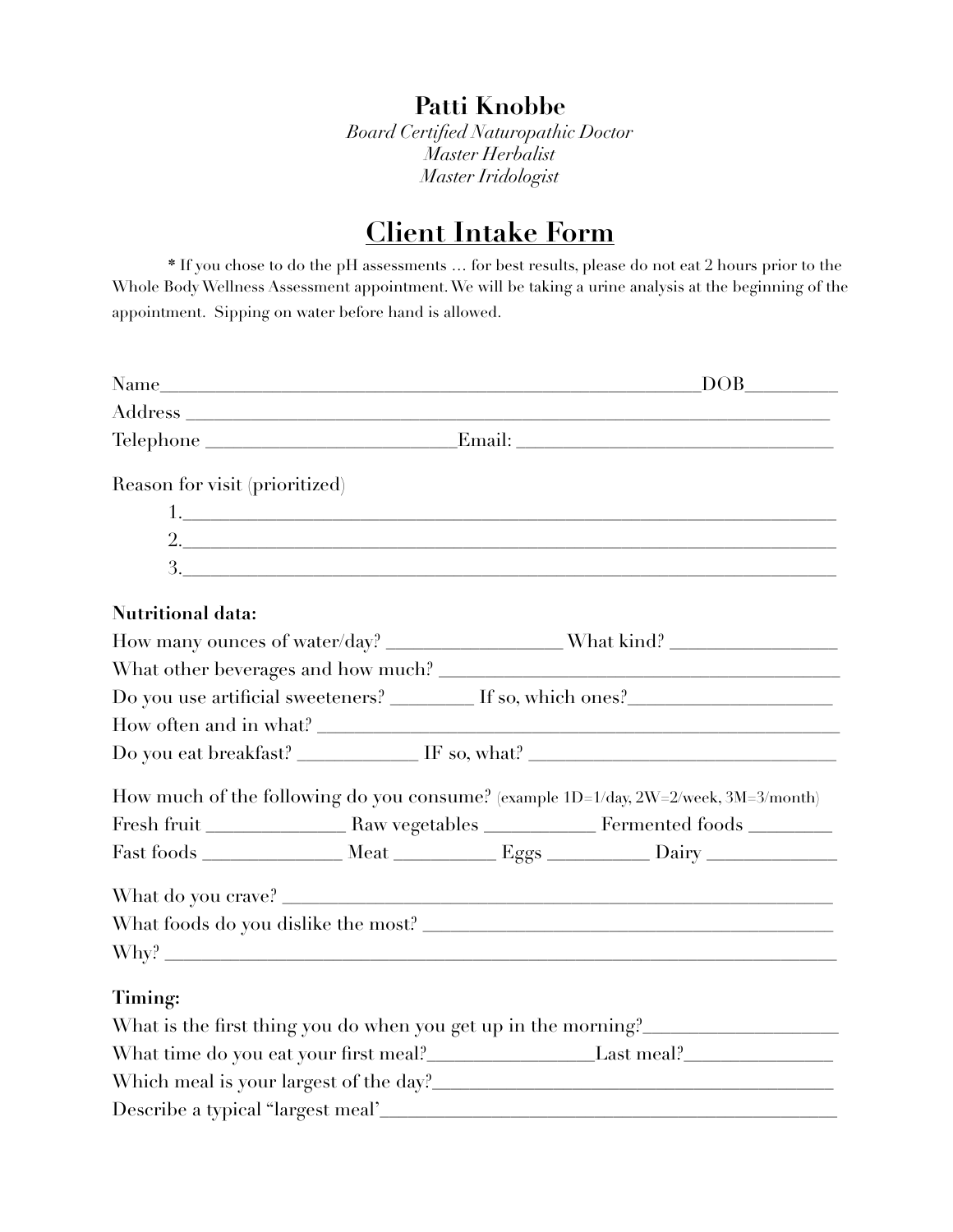# Patti Knobbe

*Board Certified Naturopathic Doctor*
*Master Herbalist*
*Master Iridologist*

## Client Intake Form

**\*** If you chose to do the pH assessments … for best results, please do not eat 2 hours prior to the Whole Body Wellness Assessment appointment. We will be taking a urine analysis at the beginning of the appointment. Sipping on water before hand is allowed.

Name_______________________________________________DOB_________

Address _____________________________________________________________

Telephone _________________________Email: ________________________________

Reason for visit (prioritized)

1.___________________________________________________________

2.___________________________________________________________

3.___________________________________________________________

**Nutritional data:**

How many ounces of water/day? _________________ What kind? ________________

What other beverages and how much? ______________________________________

Do you use artificial sweeteners? ________ If so, which ones?____________________

How often and in what? ___________________________________________________

Do you eat breakfast? ____________ IF so, what? ______________________________

How much of the following do you consume? (example 1D=1/day, 2W=2/week, 3M=3/month)

Fresh fruit ______________ Raw vegetables ___________ Fermented foods ________

Fast foods ______________ Meat __________ Eggs __________ Dairy _____________

What do you crave? _______________________________________________________

What foods do you dislike the most? _________________________________________

Why? ___________________________________________________________________

**Timing:**

What is the first thing you do when you get up in the morning?___________________

What time do you eat your first meal?________________Last meal?_______________

Which meal is your largest of the day?________________________________________

Describe a typical "largest meal'_____________________________________________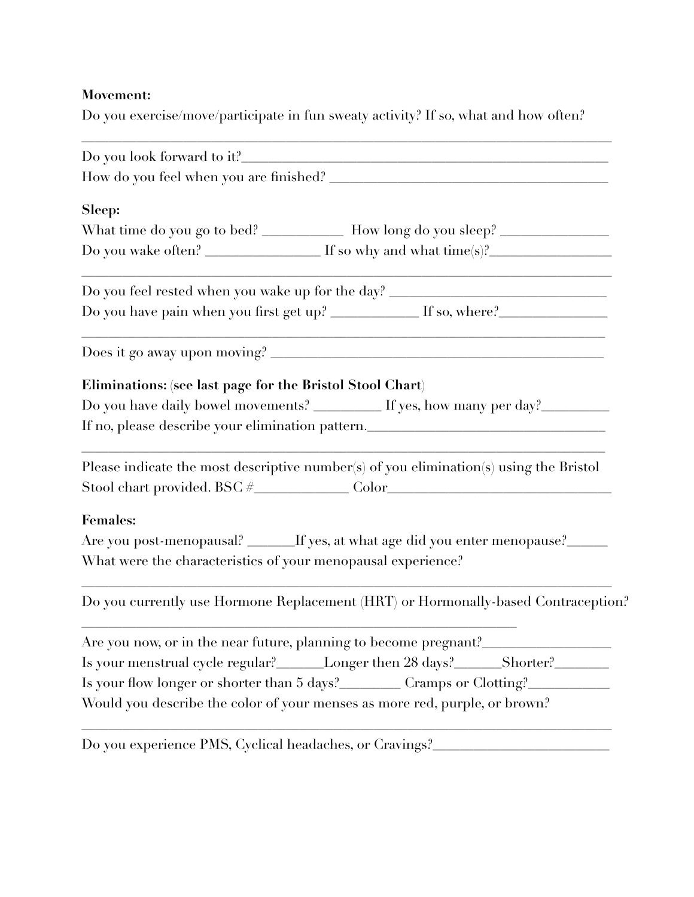**Movement:**

Do you exercise/move/participate in fun sweaty activity? If so, what and how often?

______________________________________________________________________________

Do you look forward to it?_____________________________________________________

How do you feel when you are finished? ________________________________________

**Sleep:**

What time do you go to bed? ___________ How long do you sleep? _______________

Do you wake often? ________________ If so why and what time(s)?_________________

______________________________________________________________________________

Do you feel rested when you wake up for the day? ______________________________

Do you have pain when you first get up? ____________ If so, where?_______________

______________________________________________________________________________

Does it go away upon moving? _____________________________________________

**Eliminations:** (**see last page for the Bristol Stool Chart**)

Do you have daily bowel movements? _________ If yes, how many per day?_________

If no, please describe your elimination pattern.__________________________________

______________________________________________________________________________

Please indicate the most descriptive number(s) of you elimination(s) using the Bristol Stool chart provided. BSC #_____________ Color________________________________

**Females:**

Are you post-menopausal? ______If yes, at what age did you enter menopause?_____

What were the characteristics of your menopausal experience?

______________________________________________________________________________

Do you currently use Hormone Replacement (HRT) or Hormonally-based Contraception?

_______________________________________________________________

Are you now, or in the near future, planning to become pregnant?_________________

Is your menstrual cycle regular?______Longer then 28 days?______Shorter?_______

Is your flow longer or shorter than 5 days?________ Cramps or Clotting?___________

Would you describe the color of your menses as more red, purple, or brown?

______________________________________________________________________________

Do you experience PMS, Cyclical headaches, or Cravings?_________________________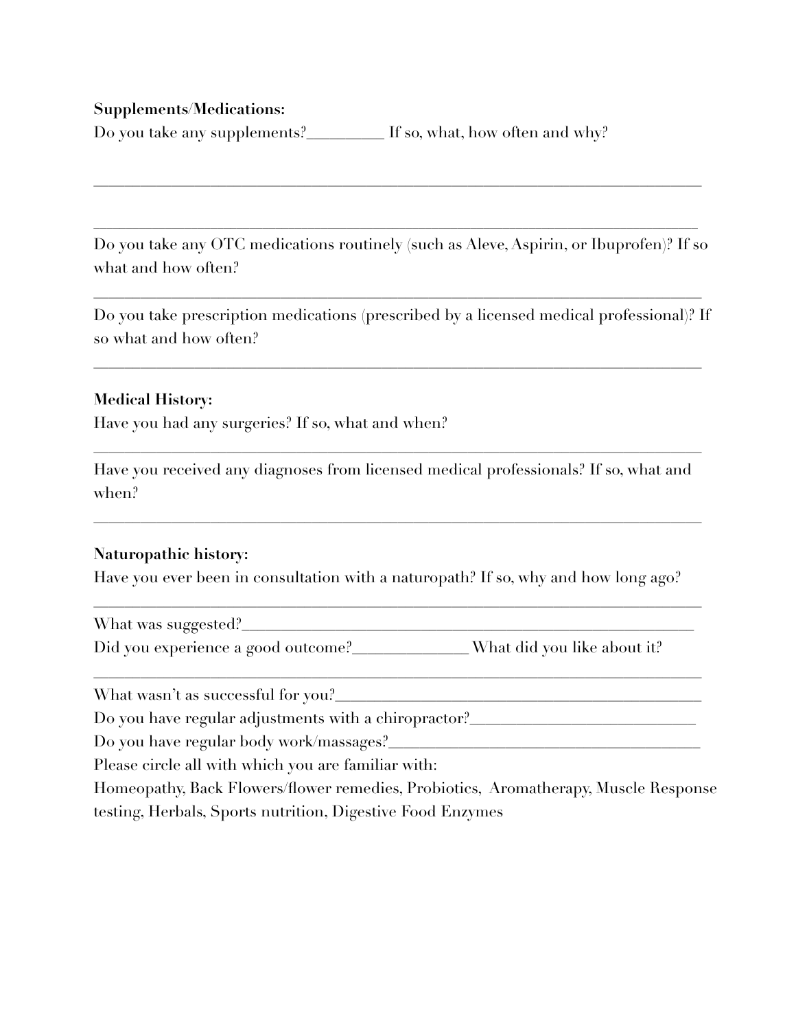**Supplements/Medications:**

Do you take any supplements?__________ If so, what, how often and why?

______________________________________________________________________________

______________________________________________________________________________

Do you take any OTC medications routinely (such as Aleve, Aspirin, or Ibuprofen)? If so what and how often?

______________________________________________________________________________

Do you take prescription medications (prescribed by a licensed medical professional)? If so what and how often?

______________________________________________________________________________

**Medical History:**

Have you had any surgeries? If so, what and when?

______________________________________________________________________________

Have you received any diagnoses from licensed medical professionals? If so, what and when?

______________________________________________________________________________

**Naturopathic history:**

Have you ever been in consultation with a naturopath? If so, why and how long ago?

______________________________________________________________________________

What was suggested?_____________________________________________________________

Did you experience a good outcome?_______________ What did you like about it?

______________________________________________________________________________

What wasn't as successful for you?_________________________________________________

Do you have regular adjustments with a chiropractor?______________________________

Do you have regular body work/massages?____________________________________________

Please circle all with which you are familiar with:

Homeopathy, Back Flowers/flower remedies, Probiotics, Aromatherapy, Muscle Response testing, Herbals, Sports nutrition, Digestive Food Enzymes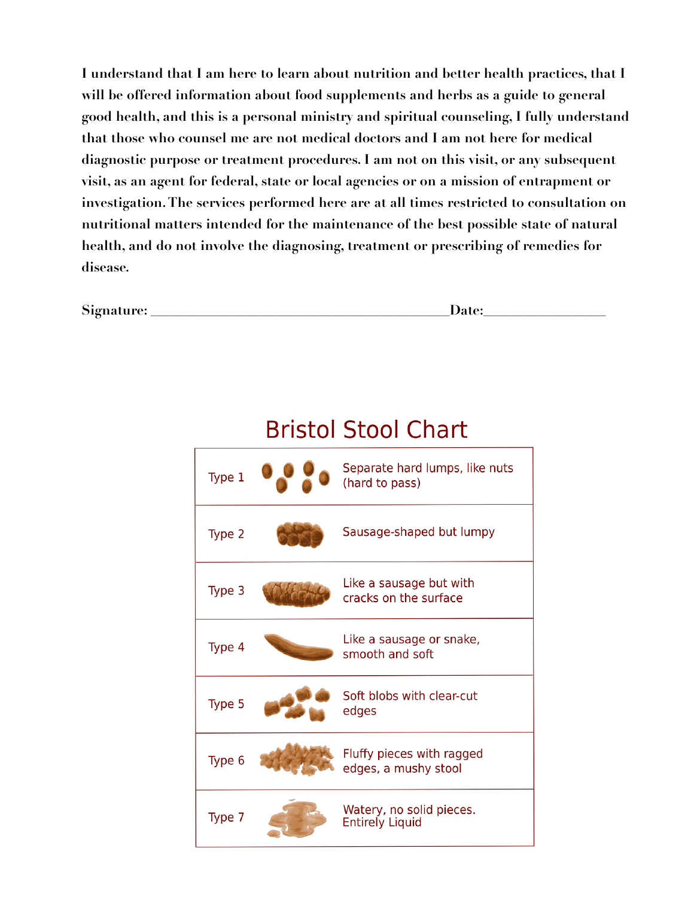I understand that I am here to learn about nutrition and better health practices, that I will be offered information about food supplements and herbs as a guide to general good health, and this is a personal ministry and spiritual counseling, I fully understand that those who counsel me are not medical doctors and I am not here for medical diagnostic purpose or treatment procedures. I am not on this visit, or any subsequent visit, as an agent for federal, state or local agencies or on a mission of entrapment or investigation. The services performed here are at all times restricted to consultation on nutritional matters intended for the maintenance of the best possible state of natural health, and do not involve the diagnosing, treatment or prescribing of remedies for disease.

Signature: ________________________________________ Date: ________________

## Bristol Stool Chart

| | |
|---|---|
| Type 1 | Separate hard lumps, like nuts (hard to pass) |
| Type 2 | Sausage-shaped but lumpy |
| Type 3 | Like a sausage but with cracks on the surface |
| Type 4 | Like a sausage or snake, smooth and soft |
| Type 5 | Soft blobs with clear-cut edges |
| Type 6 | Fluffy pieces with ragged edges, a mushy stool |
| Type 7 | Watery, no solid pieces. Entirely Liquid |